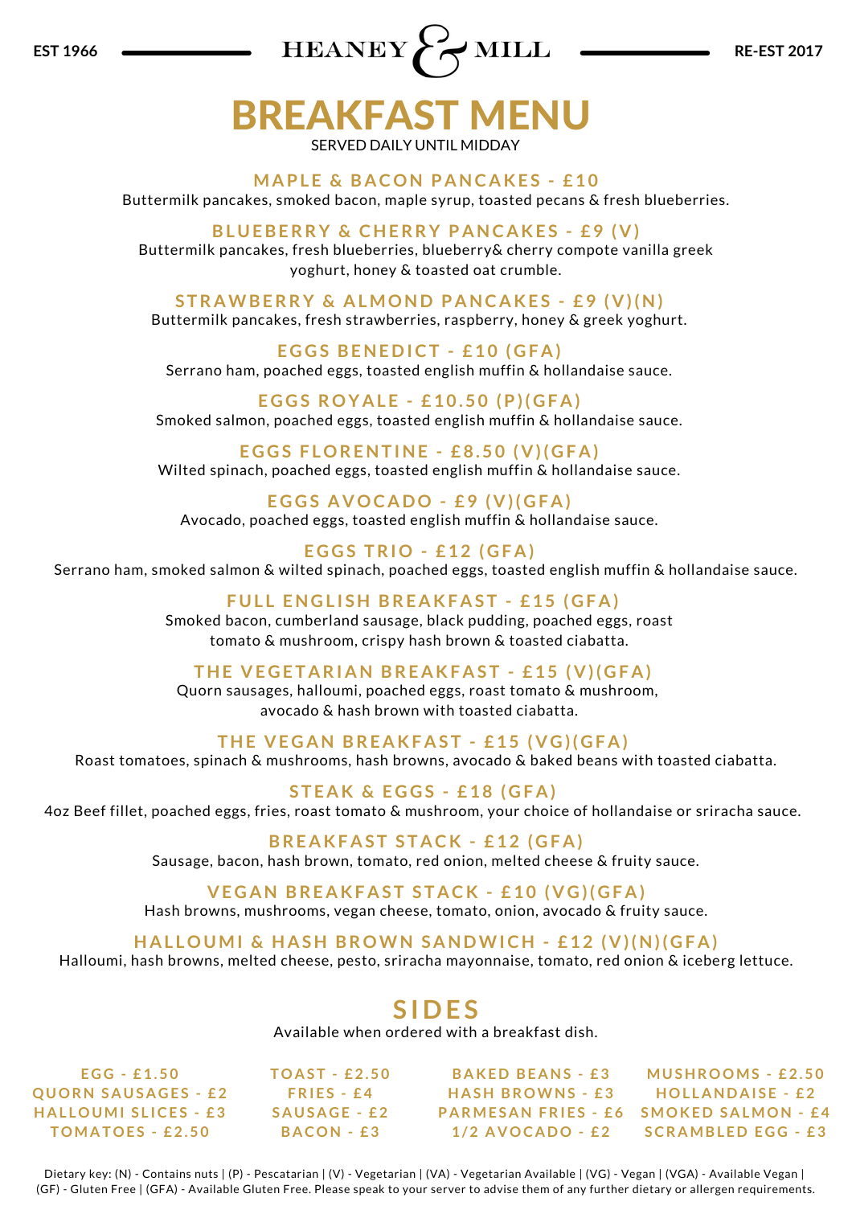EST 1966 — HEANEY & MILL — RE-EST 2017

# BREAKFAST MENU

SERVED DAILY UNTIL MIDDAY

### MAPLE & BACON PANCAKES - £10
Buttermilk pancakes, smoked bacon, maple syrup, toasted pecans & fresh blueberries.

### BLUEBERRY & CHERRY PANCAKES - £9 (V)
Buttermilk pancakes, fresh blueberries, blueberry& cherry compote vanilla greek yoghurt, honey & toasted oat crumble.

### STRAWBERRY & ALMOND PANCAKES - £9 (V)(N)
Buttermilk pancakes, fresh strawberries, raspberry, honey & greek yoghurt.

### EGGS BENEDICT - £10 (GFA)
Serrano ham, poached eggs, toasted english muffin & hollandaise sauce.

### EGGS ROYALE - £10.50 (P)(GFA)
Smoked salmon, poached eggs, toasted english muffin & hollandaise sauce.

### EGGS FLORENTINE - £8.50 (V)(GFA)
Wilted spinach, poached eggs, toasted english muffin & hollandaise sauce.

### EGGS AVOCADO - £9 (V)(GFA)
Avocado, poached eggs, toasted english muffin & hollandaise sauce.

### EGGS TRIO - £12 (GFA)
Serrano ham, smoked salmon & wilted spinach, poached eggs, toasted english muffin & hollandaise sauce.

### FULL ENGLISH BREAKFAST - £15 (GFA)
Smoked bacon, cumberland sausage, black pudding, poached eggs, roast tomato & mushroom, crispy hash brown & toasted ciabatta.

### THE VEGETARIAN BREAKFAST - £15 (V)(GFA)
Quorn sausages, halloumi, poached eggs, roast tomato & mushroom, avocado & hash brown with toasted ciabatta.

### THE VEGAN BREAKFAST - £15 (VG)(GFA)
Roast tomatoes, spinach & mushrooms, hash browns, avocado & baked beans with toasted ciabatta.

### STEAK & EGGS - £18 (GFA)
4oz Beef fillet, poached eggs, fries, roast tomato & mushroom, your choice of hollandaise or sriracha sauce.

### BREAKFAST STACK - £12 (GFA)
Sausage, bacon, hash brown, tomato, red onion, melted cheese & fruity sauce.

### VEGAN BREAKFAST STACK - £10 (VG)(GFA)
Hash browns, mushrooms, vegan cheese, tomato, onion, avocado & fruity sauce.

### HALLOUMI & HASH BROWN SANDWICH - £12 (V)(N)(GFA)
Halloumi, hash browns, melted cheese, pesto, sriracha mayonnaise, tomato, red onion & iceberg lettuce.

## SIDES

Available when ordered with a breakfast dish.

| | | | |
|---|---|---|---|
| EGG - £1.50 | TOAST - £2.50 | BAKED BEANS - £3 | MUSHROOMS - £2.50 |
| QUORN SAUSAGES - £2 | FRIES - £4 | HASH BROWNS - £3 | HOLLANDAISE - £2 |
| HALLOUMI SLICES - £3 | SAUSAGE - £2 | PARMESAN FRIES - £6 | SMOKED SALMON - £4 |
| TOMATOES - £2.50 | BACON - £3 | 1/2 AVOCADO - £2 | SCRAMBLED EGG - £3 |

Dietary key: (N) - Contains nuts | (P) - Pescatarian | (V) - Vegetarian | (VA) - Vegetarian Available | (VG) - Vegan | (VGA) - Available Vegan | (GF) - Gluten Free | (GFA) - Available Gluten Free. Please speak to your server to advise them of any further dietary or allergen requirements.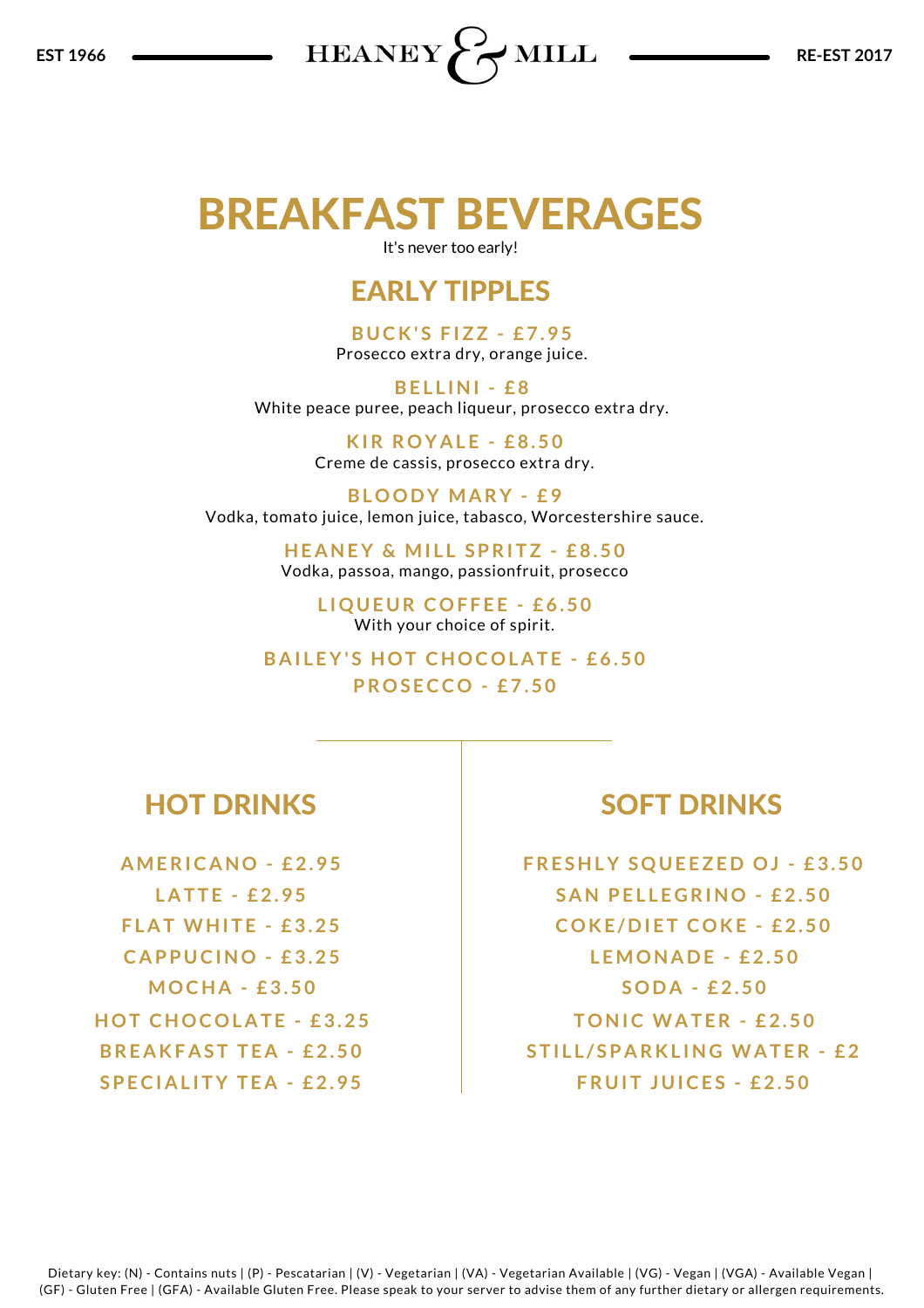EST 1966 — HEANEY & MILL — RE-EST 2017

# BREAKFAST BEVERAGES

It's never too early!

## EARLY TIPPLES

**BUCK'S FIZZ - £7.95**
Prosecco extra dry, orange juice.

**BELLINI - £8**
White peace puree, peach liqueur, prosecco extra dry.

**KIR ROYALE - £8.50**
Creme de cassis, prosecco extra dry.

**BLOODY MARY - £9**
Vodka, tomato juice, lemon juice, tabasco, Worcestershire sauce.

**HEANEY & MILL SPRITZ - £8.50**
Vodka, passoa, mango, passionfruit, prosecco

**LIQUEUR COFFEE - £6.50**
With your choice of spirit.

**BAILEY'S HOT CHOCOLATE - £6.50**

**PROSECCO - £7.50**

## HOT DRINKS

AMERICANO - £2.95
LATTE - £2.95
FLAT WHITE - £3.25
CAPPUCINO - £3.25
MOCHA - £3.50
HOT CHOCOLATE - £3.25
BREAKFAST TEA - £2.50
SPECIALITY TEA - £2.95

## SOFT DRINKS

FRESHLY SQUEEZED OJ - £3.50
SAN PELLEGRINO - £2.50
COKE/DIET COKE - £2.50
LEMONADE - £2.50
SODA - £2.50
TONIC WATER - £2.50
STILL/SPARKLING WATER - £2
FRUIT JUICES - £2.50

Dietary key: (N) - Contains nuts | (P) - Pescatarian | (V) - Vegetarian | (VA) - Vegetarian Available | (VG) - Vegan | (VGA) - Available Vegan | (GF) - Gluten Free | (GFA) - Available Gluten Free. Please speak to your server to advise them of any further dietary or allergen requirements.